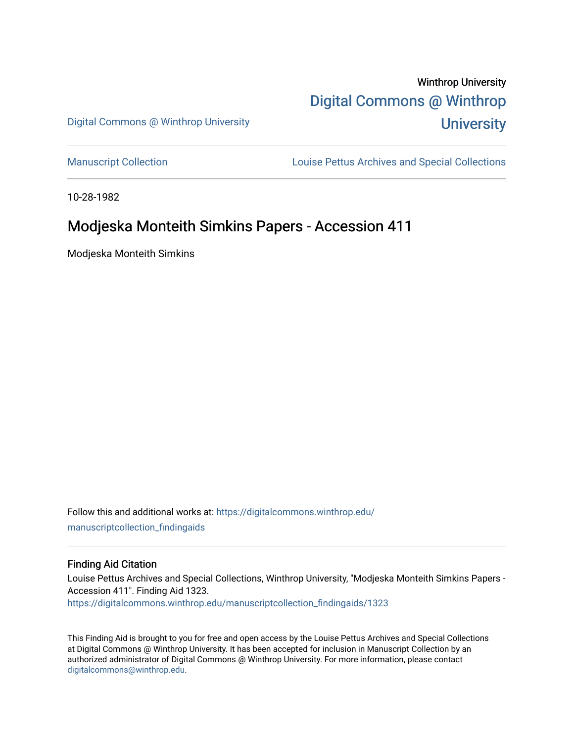Winthrop University

Digital Commons @ Winthrop University

Digital Commons @ Winthrop University

Manuscript Collection

Louise Pettus Archives and Special Collections

10-28-1982

# Modjeska Monteith Simkins Papers - Accession 411

Modjeska Monteith Simkins

Follow this and additional works at: https://digitalcommons.winthrop.edu/manuscriptcollection_findingaids

## Finding Aid Citation

Louise Pettus Archives and Special Collections, Winthrop University, "Modjeska Monteith Simkins Papers - Accession 411". Finding Aid 1323.
https://digitalcommons.winthrop.edu/manuscriptcollection_findingaids/1323

This Finding Aid is brought to you for free and open access by the Louise Pettus Archives and Special Collections at Digital Commons @ Winthrop University. It has been accepted for inclusion in Manuscript Collection by an authorized administrator of Digital Commons @ Winthrop University. For more information, please contact digitalcommons@winthrop.edu.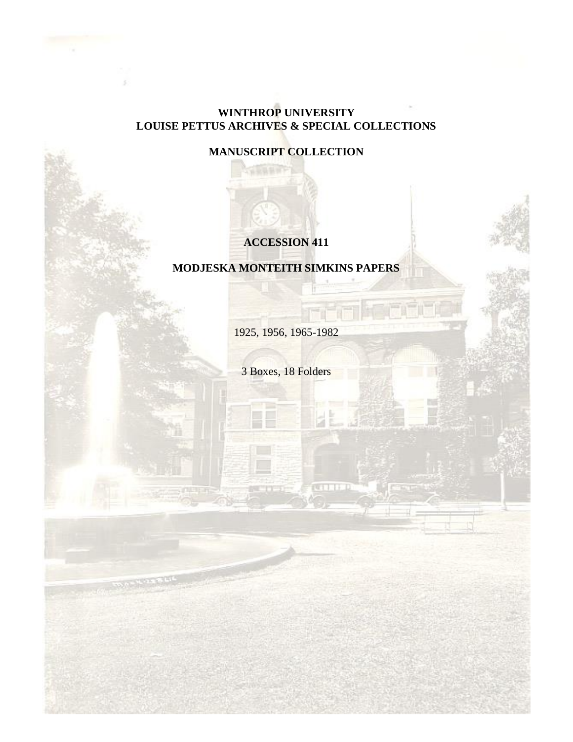**WINTHROP UNIVERSITY**
**LOUISE PETTUS ARCHIVES & SPECIAL COLLECTIONS**

**MANUSCRIPT COLLECTION**

**ACCESSION 411**

**MODJESKA MONTEITH SIMKINS PAPERS**

1925, 1956, 1965-1982

3 Boxes, 18 Folders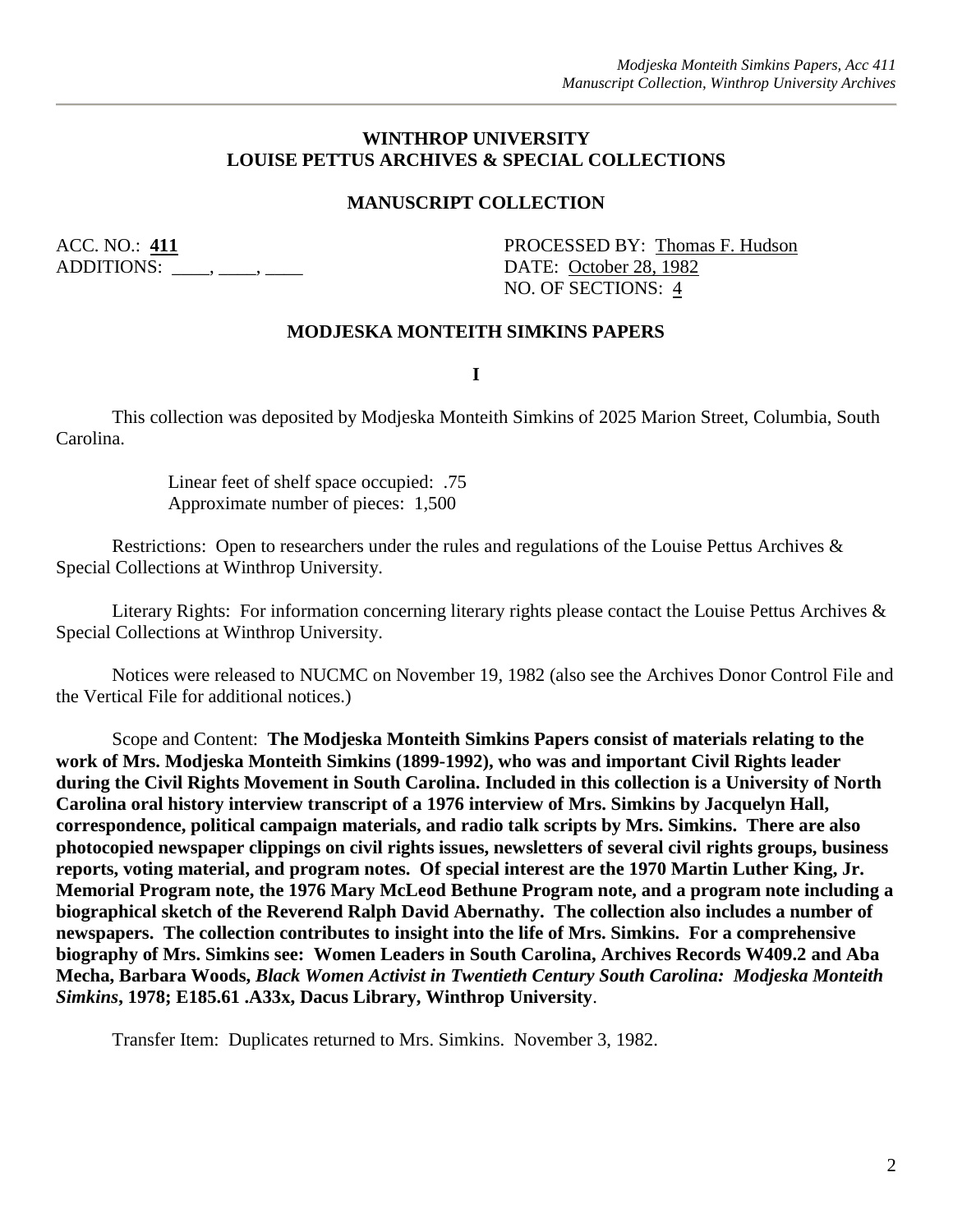**WINTHROP UNIVERSITY**
**LOUISE PETTUS ARCHIVES & SPECIAL COLLECTIONS**

**MANUSCRIPT COLLECTION**

ACC. NO.: **411**
ADDITIONS: ____, ____, ____

PROCESSED BY: Thomas F. Hudson
DATE: October 28, 1982
NO. OF SECTIONS: 4

**MODJESKA MONTEITH SIMKINS PAPERS**

**I**

This collection was deposited by Modjeska Monteith Simkins of 2025 Marion Street, Columbia, South Carolina.

Linear feet of shelf space occupied: .75
Approximate number of pieces: 1,500

Restrictions: Open to researchers under the rules and regulations of the Louise Pettus Archives & Special Collections at Winthrop University.

Literary Rights: For information concerning literary rights please contact the Louise Pettus Archives & Special Collections at Winthrop University.

Notices were released to NUCMC on November 19, 1982 (also see the Archives Donor Control File and the Vertical File for additional notices.)

Scope and Content: **The Modjeska Monteith Simkins Papers consist of materials relating to the work of Mrs. Modjeska Monteith Simkins (1899-1992), who was and important Civil Rights leader during the Civil Rights Movement in South Carolina. Included in this collection is a University of North Carolina oral history interview transcript of a 1976 interview of Mrs. Simkins by Jacquelyn Hall, correspondence, political campaign materials, and radio talk scripts by Mrs. Simkins. There are also photocopied newspaper clippings on civil rights issues, newsletters of several civil rights groups, business reports, voting material, and program notes. Of special interest are the 1970 Martin Luther King, Jr. Memorial Program note, the 1976 Mary McLeod Bethune Program note, and a program note including a biographical sketch of the Reverend Ralph David Abernathy. The collection also includes a number of newspapers. The collection contributes to insight into the life of Mrs. Simkins. For a comprehensive biography of Mrs. Simkins see: Women Leaders in South Carolina, Archives Records W409.2 and Aba Mecha, Barbara Woods, *Black Women Activist in Twentieth Century South Carolina: Modjeska Monteith Simkins*, 1978; E185.61 .A33x, Dacus Library, Winthrop University**.

Transfer Item: Duplicates returned to Mrs. Simkins. November 3, 1982.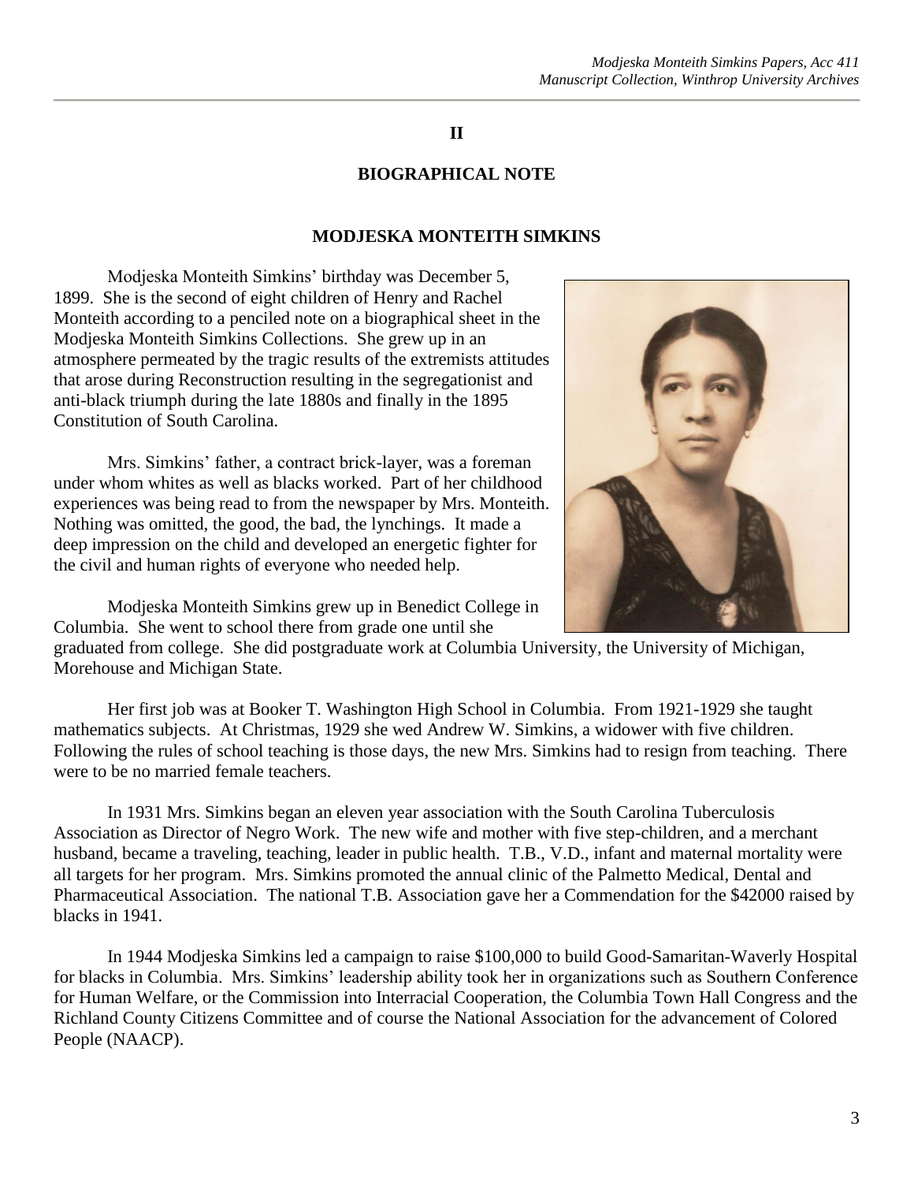## II

## BIOGRAPHICAL NOTE

### MODJESKA MONTEITH SIMKINS

Modjeska Monteith Simkins' birthday was December 5, 1899. She is the second of eight children of Henry and Rachel Monteith according to a penciled note on a biographical sheet in the Modjeska Monteith Simkins Collections. She grew up in an atmosphere permeated by the tragic results of the extremists attitudes that arose during Reconstruction resulting in the segregationist and anti-black triumph during the late 1880s and finally in the 1895 Constitution of South Carolina.

Mrs. Simkins' father, a contract brick-layer, was a foreman under whom whites as well as blacks worked. Part of her childhood experiences was being read to from the newspaper by Mrs. Monteith. Nothing was omitted, the good, the bad, the lynchings. It made a deep impression on the child and developed an energetic fighter for the civil and human rights of everyone who needed help.

Modjeska Monteith Simkins grew up in Benedict College in Columbia. She went to school there from grade one until she graduated from college. She did postgraduate work at Columbia University, the University of Michigan, Morehouse and Michigan State.

Her first job was at Booker T. Washington High School in Columbia. From 1921-1929 she taught mathematics subjects. At Christmas, 1929 she wed Andrew W. Simkins, a widower with five children. Following the rules of school teaching is those days, the new Mrs. Simkins had to resign from teaching. There were to be no married female teachers.

In 1931 Mrs. Simkins began an eleven year association with the South Carolina Tuberculosis Association as Director of Negro Work. The new wife and mother with five step-children, and a merchant husband, became a traveling, teaching, leader in public health. T.B., V.D., infant and maternal mortality were all targets for her program. Mrs. Simkins promoted the annual clinic of the Palmetto Medical, Dental and Pharmaceutical Association. The national T.B. Association gave her a Commendation for the $42000 raised by blacks in 1941.

In 1944 Modjeska Simkins led a campaign to raise $100,000 to build Good-Samaritan-Waverly Hospital for blacks in Columbia. Mrs. Simkins' leadership ability took her in organizations such as Southern Conference for Human Welfare, or the Commission into Interracial Cooperation, the Columbia Town Hall Congress and the Richland County Citizens Committee and of course the National Association for the advancement of Colored People (NAACP).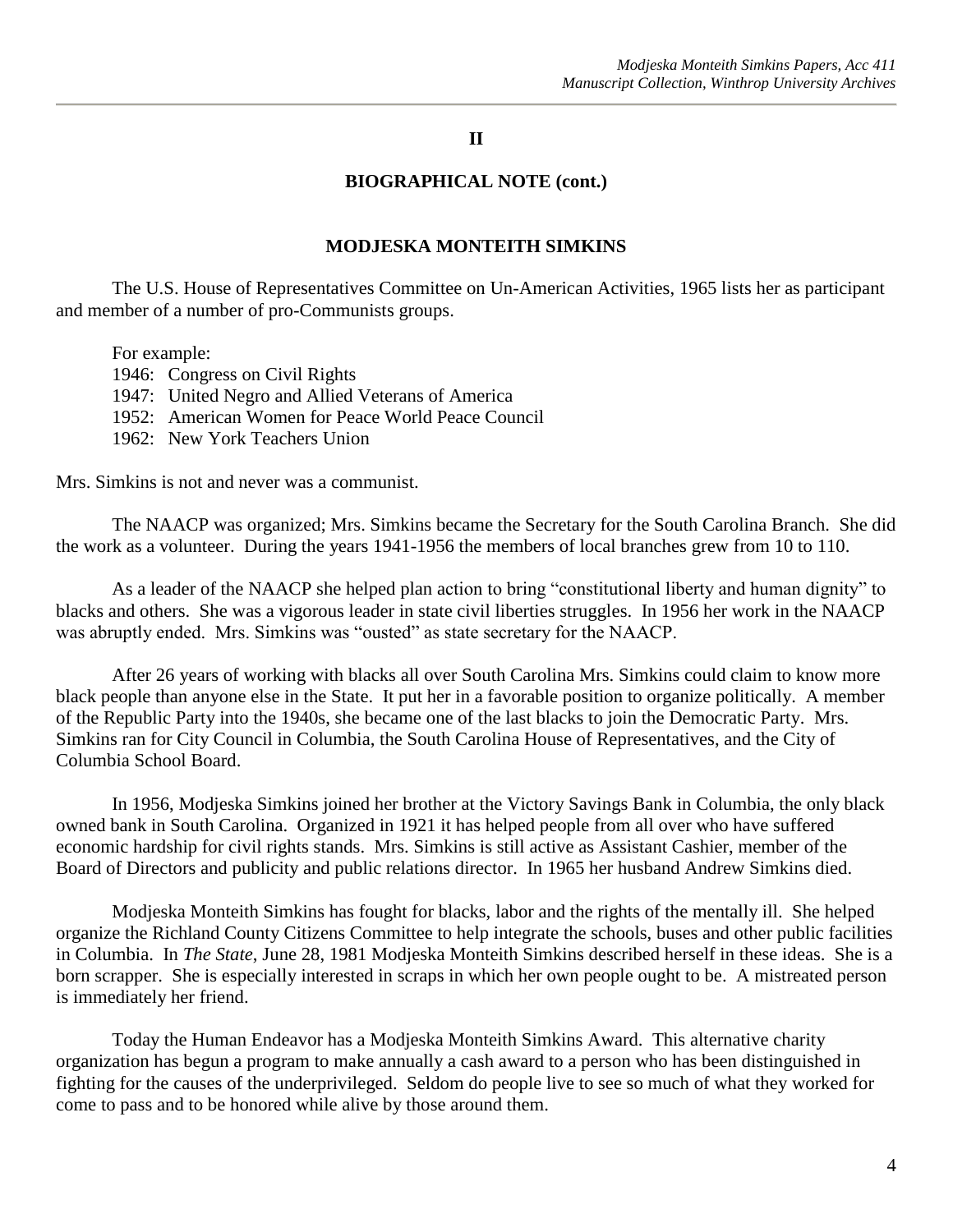## II

## BIOGRAPHICAL NOTE (cont.)

### MODJESKA MONTEITH SIMKINS

The U.S. House of Representatives Committee on Un-American Activities, 1965 lists her as participant and member of a number of pro-Communists groups.

For example:
1946: Congress on Civil Rights
1947: United Negro and Allied Veterans of America
1952: American Women for Peace World Peace Council
1962: New York Teachers Union

Mrs. Simkins is not and never was a communist.

The NAACP was organized; Mrs. Simkins became the Secretary for the South Carolina Branch. She did the work as a volunteer. During the years 1941-1956 the members of local branches grew from 10 to 110.

As a leader of the NAACP she helped plan action to bring "constitutional liberty and human dignity" to blacks and others. She was a vigorous leader in state civil liberties struggles. In 1956 her work in the NAACP was abruptly ended. Mrs. Simkins was "ousted" as state secretary for the NAACP.

After 26 years of working with blacks all over South Carolina Mrs. Simkins could claim to know more black people than anyone else in the State. It put her in a favorable position to organize politically. A member of the Republic Party into the 1940s, she became one of the last blacks to join the Democratic Party. Mrs. Simkins ran for City Council in Columbia, the South Carolina House of Representatives, and the City of Columbia School Board.

In 1956, Modjeska Simkins joined her brother at the Victory Savings Bank in Columbia, the only black owned bank in South Carolina. Organized in 1921 it has helped people from all over who have suffered economic hardship for civil rights stands. Mrs. Simkins is still active as Assistant Cashier, member of the Board of Directors and publicity and public relations director. In 1965 her husband Andrew Simkins died.

Modjeska Monteith Simkins has fought for blacks, labor and the rights of the mentally ill. She helped organize the Richland County Citizens Committee to help integrate the schools, buses and other public facilities in Columbia. In *The State*, June 28, 1981 Modjeska Monteith Simkins described herself in these ideas. She is a born scrapper. She is especially interested in scraps in which her own people ought to be. A mistreated person is immediately her friend.

Today the Human Endeavor has a Modjeska Monteith Simkins Award. This alternative charity organization has begun a program to make annually a cash award to a person who has been distinguished in fighting for the causes of the underprivileged. Seldom do people live to see so much of what they worked for come to pass and to be honored while alive by those around them.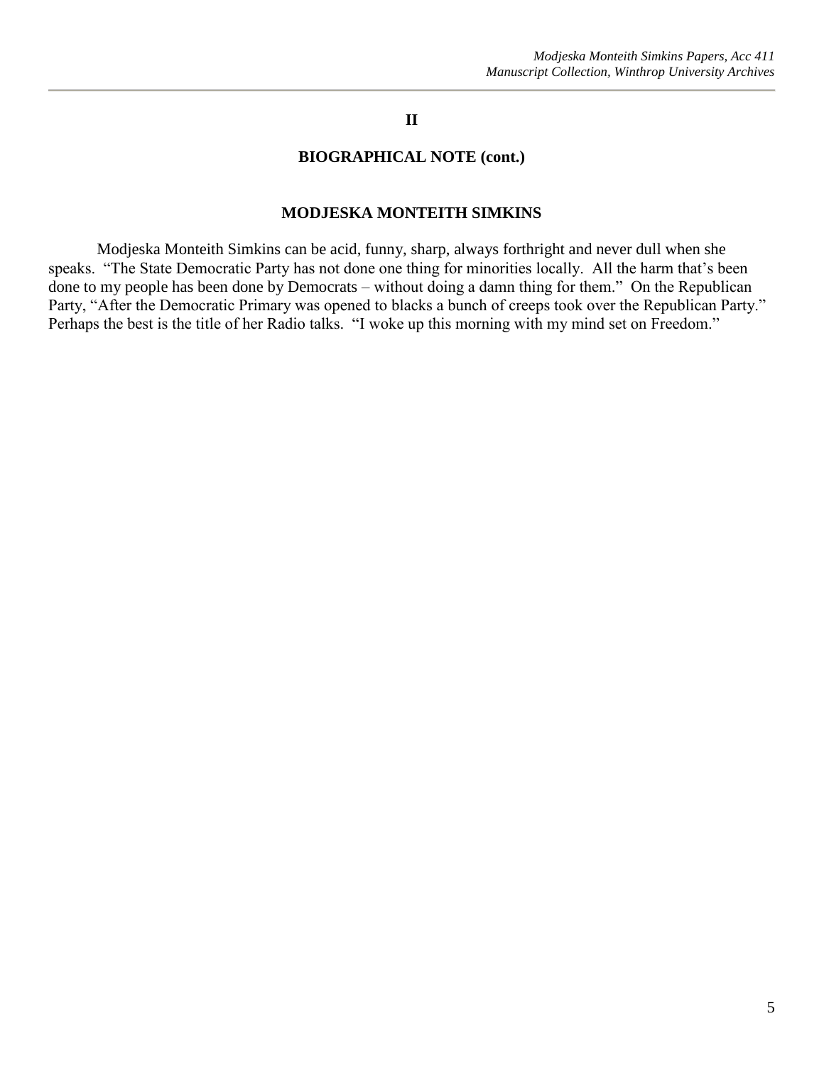## II

## BIOGRAPHICAL NOTE (cont.)

### MODJESKA MONTEITH SIMKINS

Modjeska Monteith Simkins can be acid, funny, sharp, always forthright and never dull when she speaks. "The State Democratic Party has not done one thing for minorities locally. All the harm that's been done to my people has been done by Democrats – without doing a damn thing for them." On the Republican Party, "After the Democratic Primary was opened to blacks a bunch of creeps took over the Republican Party." Perhaps the best is the title of her Radio talks. "I woke up this morning with my mind set on Freedom."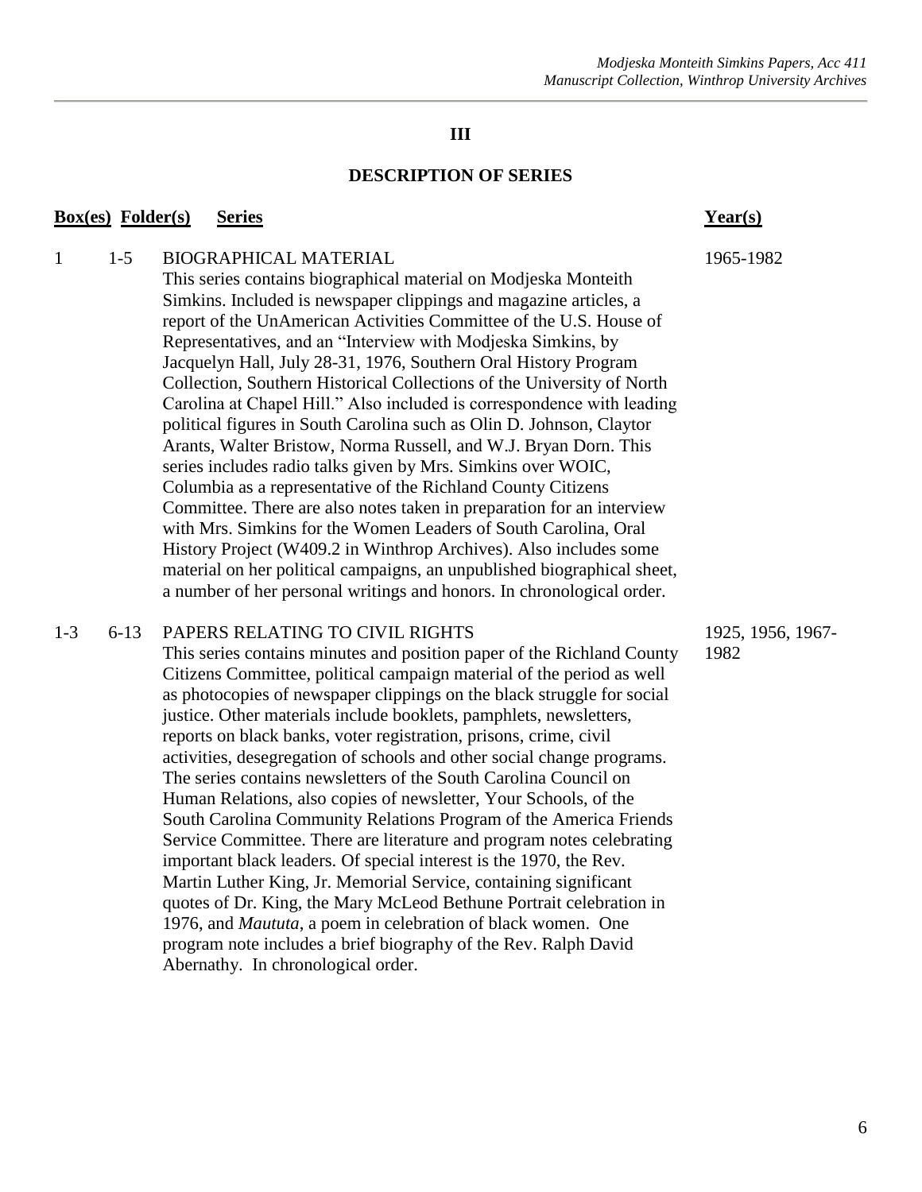## III

## DESCRIPTION OF SERIES

| Box(es) | Folder(s) | Series | Year(s) |
|---|---|---|---|
| 1 | 1-5 | BIOGRAPHICAL MATERIAL<br>This series contains biographical material on Modjeska Monteith Simkins. Included is newspaper clippings and magazine articles, a report of the UnAmerican Activities Committee of the U.S. House of Representatives, and an "Interview with Modjeska Simkins, by Jacquelyn Hall, July 28-31, 1976, Southern Oral History Program Collection, Southern Historical Collections of the University of North Carolina at Chapel Hill." Also included is correspondence with leading political figures in South Carolina such as Olin D. Johnson, Claytor Arants, Walter Bristow, Norma Russell, and W.J. Bryan Dorn. This series includes radio talks given by Mrs. Simkins over WOIC, Columbia as a representative of the Richland County Citizens Committee. There are also notes taken in preparation for an interview with Mrs. Simkins for the Women Leaders of South Carolina, Oral History Project (W409.2 in Winthrop Archives). Also includes some material on her political campaigns, an unpublished biographical sheet, a number of her personal writings and honors. In chronological order. | 1965-1982 |
| 1-3 | 6-13 | PAPERS RELATING TO CIVIL RIGHTS<br>This series contains minutes and position paper of the Richland County Citizens Committee, political campaign material of the period as well as photocopies of newspaper clippings on the black struggle for social justice. Other materials include booklets, pamphlets, newsletters, reports on black banks, voter registration, prisons, crime, civil activities, desegregation of schools and other social change programs. The series contains newsletters of the South Carolina Council on Human Relations, also copies of newsletter, Your Schools, of the South Carolina Community Relations Program of the America Friends Service Committee. There are literature and program notes celebrating important black leaders. Of special interest is the 1970, the Rev. Martin Luther King, Jr. Memorial Service, containing significant quotes of Dr. King, the Mary McLeod Bethune Portrait celebration in 1976, and *Maututa*, a poem in celebration of black women. One program note includes a brief biography of the Rev. Ralph David Abernathy. In chronological order. | 1925, 1956, 1967-1982 |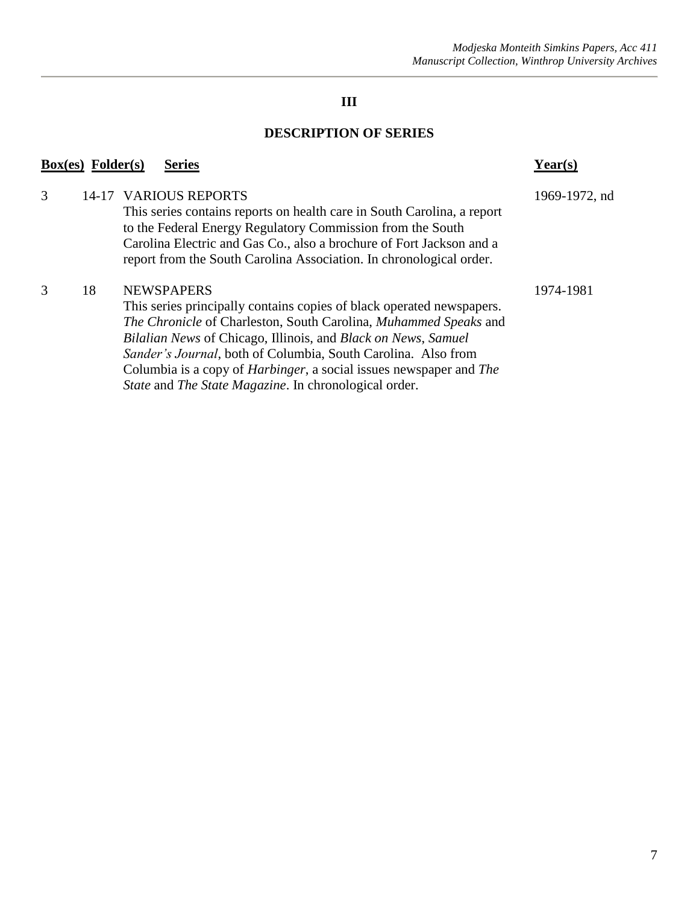## III

## DESCRIPTION OF SERIES

| Box(es) | Folder(s) | Series | Year(s) |
|---|---|---|---|
| 3 | 14-17 | VARIOUS REPORTS<br>This series contains reports on health care in South Carolina, a report to the Federal Energy Regulatory Commission from the South Carolina Electric and Gas Co., also a brochure of Fort Jackson and a report from the South Carolina Association. In chronological order. | 1969-1972, nd |
| 3 | 18 | NEWSPAPERS<br>This series principally contains copies of black operated newspapers. *The Chronicle* of Charleston, South Carolina, *Muhammed Speaks* and *Bilalian News* of Chicago, Illinois, and *Black on News*, *Samuel Sander's Journal*, both of Columbia, South Carolina. Also from Columbia is a copy of *Harbinger*, a social issues newspaper and *The State* and *The State Magazine*. In chronological order. | 1974-1981 |